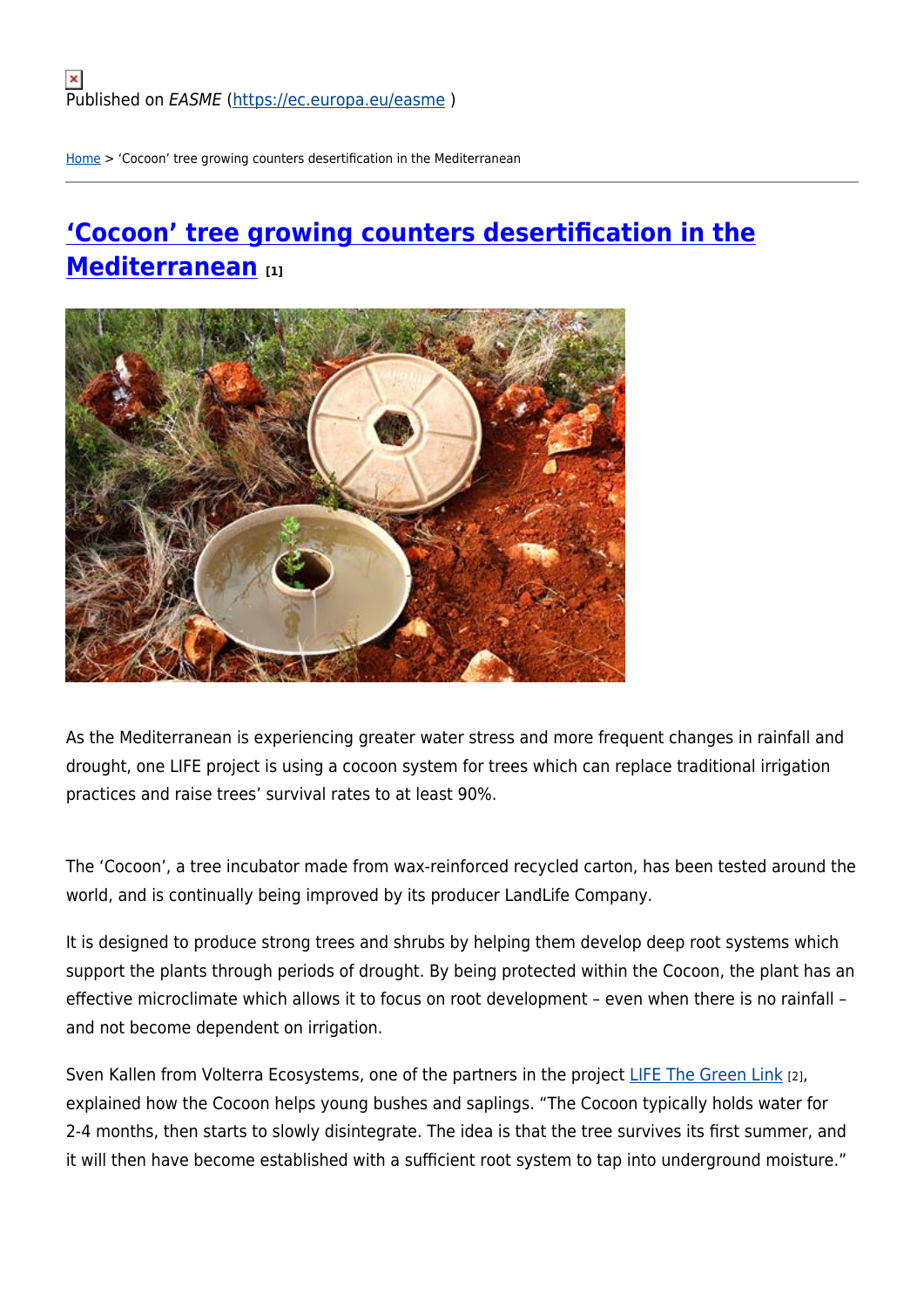Published on *EASME* (https://ec.europa.eu/easme )

Home > 'Cocoon' tree growing counters desertification in the Mediterranean

# 'Cocoon' tree growing counters desertification in the Mediterranean [1]

As the Mediterranean is experiencing greater water stress and more frequent changes in rainfall and drought, one LIFE project is using a cocoon system for trees which can replace traditional irrigation practices and raise trees' survival rates to at least 90%.

The 'Cocoon', a tree incubator made from wax-reinforced recycled carton, has been tested around the world, and is continually being improved by its producer LandLife Company.

It is designed to produce strong trees and shrubs by helping them develop deep root systems which support the plants through periods of drought. By being protected within the Cocoon, the plant has an effective microclimate which allows it to focus on root development – even when there is no rainfall – and not become dependent on irrigation.

Sven Kallen from Volterra Ecosystems, one of the partners in the project LIFE The Green Link [2], explained how the Cocoon helps young bushes and saplings. "The Cocoon typically holds water for 2-4 months, then starts to slowly disintegrate. The idea is that the tree survives its first summer, and it will then have become established with a sufficient root system to tap into underground moisture."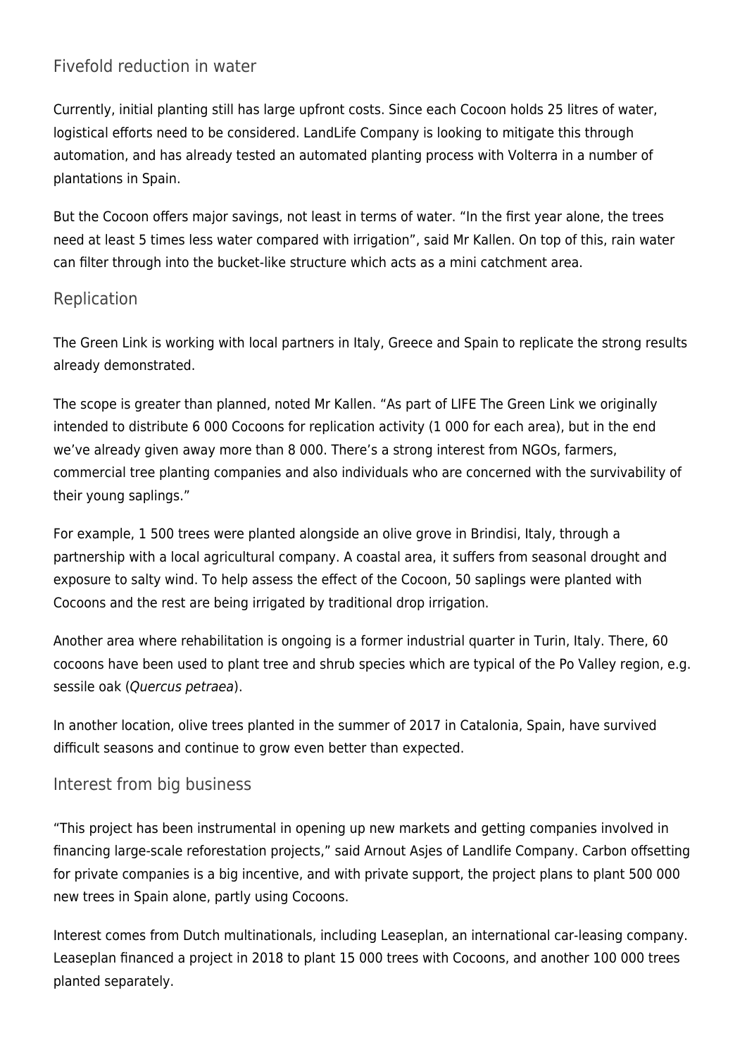## Fivefold reduction in water

Currently, initial planting still has large upfront costs. Since each Cocoon holds 25 litres of water, logistical efforts need to be considered. LandLife Company is looking to mitigate this through automation, and has already tested an automated planting process with Volterra in a number of plantations in Spain.

But the Cocoon offers major savings, not least in terms of water. "In the first year alone, the trees need at least 5 times less water compared with irrigation", said Mr Kallen. On top of this, rain water can filter through into the bucket-like structure which acts as a mini catchment area.

## Replication

The Green Link is working with local partners in Italy, Greece and Spain to replicate the strong results already demonstrated.

The scope is greater than planned, noted Mr Kallen. "As part of LIFE The Green Link we originally intended to distribute 6 000 Cocoons for replication activity (1 000 for each area), but in the end we've already given away more than 8 000. There's a strong interest from NGOs, farmers, commercial tree planting companies and also individuals who are concerned with the survivability of their young saplings."

For example, 1 500 trees were planted alongside an olive grove in Brindisi, Italy, through a partnership with a local agricultural company. A coastal area, it suffers from seasonal drought and exposure to salty wind. To help assess the effect of the Cocoon, 50 saplings were planted with Cocoons and the rest are being irrigated by traditional drop irrigation.

Another area where rehabilitation is ongoing is a former industrial quarter in Turin, Italy. There, 60 cocoons have been used to plant tree and shrub species which are typical of the Po Valley region, e.g. sessile oak (*Quercus petraea*).

In another location, olive trees planted in the summer of 2017 in Catalonia, Spain, have survived difficult seasons and continue to grow even better than expected.

## Interest from big business

"This project has been instrumental in opening up new markets and getting companies involved in financing large-scale reforestation projects," said Arnout Asjes of Landlife Company. Carbon offsetting for private companies is a big incentive, and with private support, the project plans to plant 500 000 new trees in Spain alone, partly using Cocoons.

Interest comes from Dutch multinationals, including Leaseplan, an international car-leasing company. Leaseplan financed a project in 2018 to plant 15 000 trees with Cocoons, and another 100 000 trees planted separately.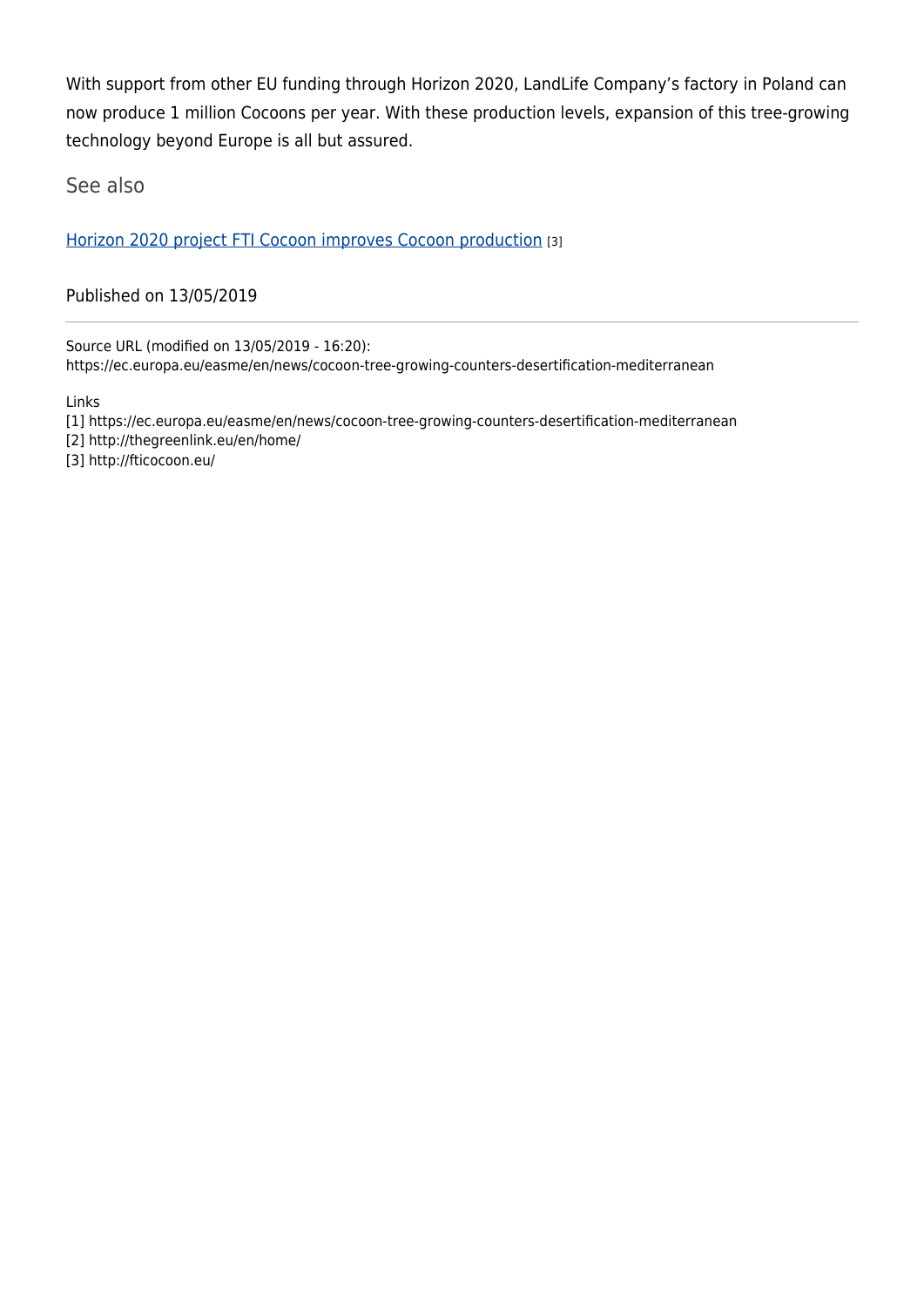With support from other EU funding through Horizon 2020, LandLife Company's factory in Poland can now produce 1 million Cocoons per year. With these production levels, expansion of this tree-growing technology beyond Europe is all but assured.

## See also

[Horizon 2020 project FTI Cocoon improves Cocoon production](http://fticocoon.eu/) [3]

Published on 13/05/2019

---

Source URL (modified on 13/05/2019 - 16:20): https://ec.europa.eu/easme/en/news/cocoon-tree-growing-counters-desertification-mediterranean

Links

[1] https://ec.europa.eu/easme/en/news/cocoon-tree-growing-counters-desertification-mediterranean
[2] http://thegreenlink.eu/en/home/
[3] http://fticocoon.eu/